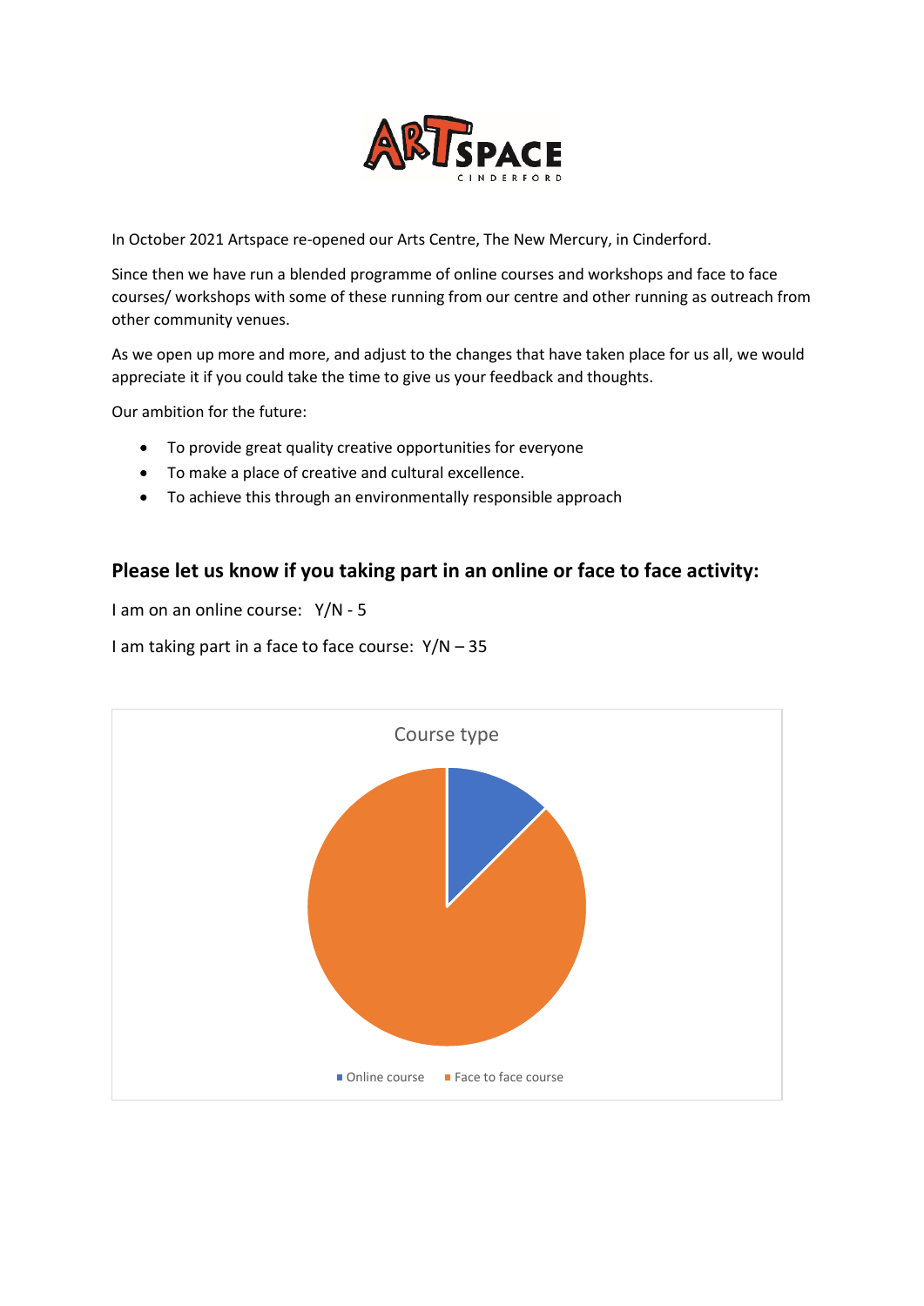In October 2021 Artspace re-opened our Arts Centre, The New Mercury, in Cinderford.

Since then we have run a blended programme of online courses and workshops and face to face courses/ workshops with some of these running from our centre and other running as outreach from other community venues.

As we open up more and more, and adjust to the changes that have taken place for us all, we would appreciate it if you could take the time to give us your feedback and thoughts.

Our ambition for the future:

- To provide great quality creative opportunities for everyone
- To make a place of creative and cultural excellence.
- To achieve this through an environmentally responsible approach

## Please let us know if you taking part in an online or face to face activity:

I am on an online course: Y/N - 5

I am taking part in a face to face course: Y/N – 35

Course type

Online course   Face to face course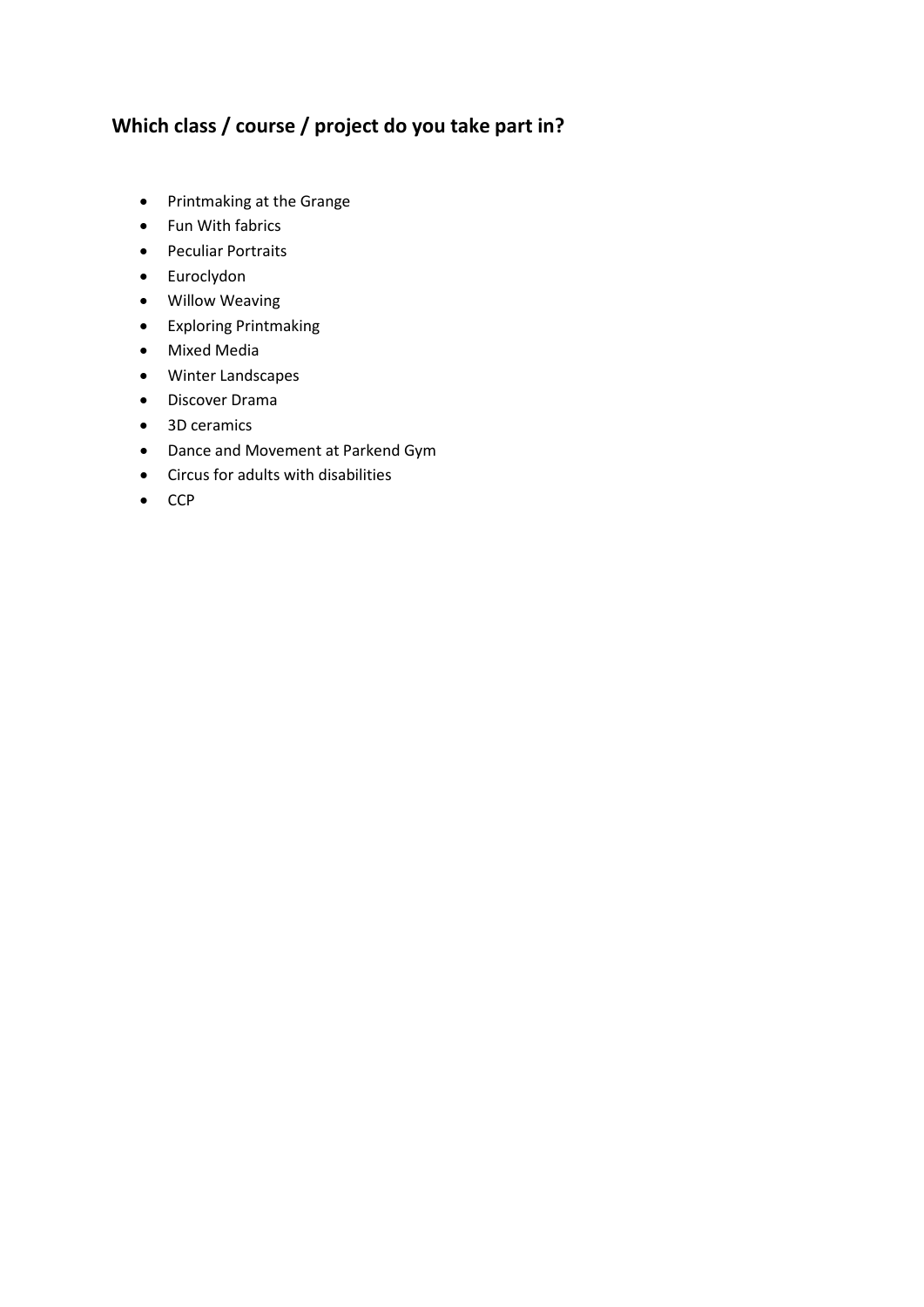## Which class / course / project do you take part in?

- Printmaking at the Grange
- Fun With fabrics
- Peculiar Portraits
- Euroclydon
- Willow Weaving
- Exploring Printmaking
- Mixed Media
- Winter Landscapes
- Discover Drama
- 3D ceramics
- Dance and Movement at Parkend Gym
- Circus for adults with disabilities
- CCP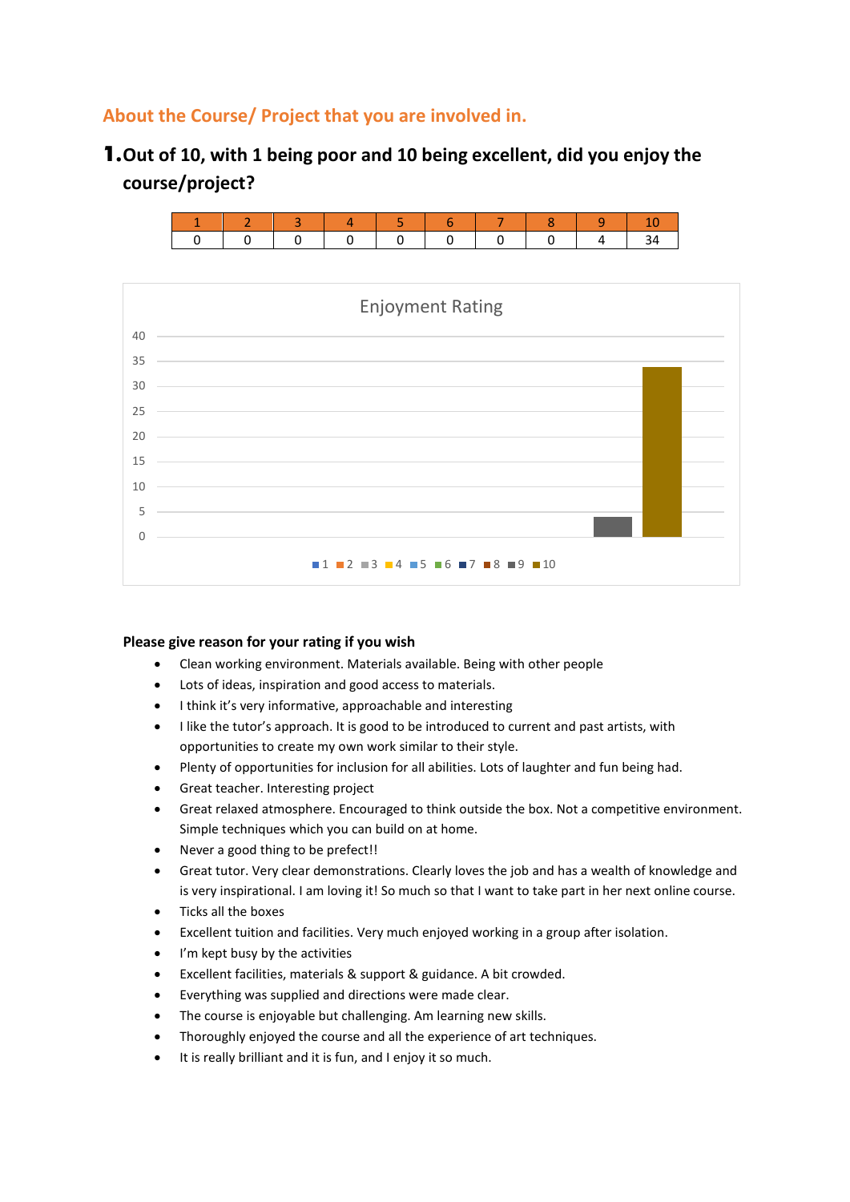## About the Course/ Project that you are involved in.

### 1. Out of 10, with 1 being poor and 10 being excellent, did you enjoy the course/project?

| 1 | 2 | 3 | 4 | 5 | 6 | 7 | 8 | 9 | 10 |
|---|---|---|---|---|---|---|---|---|---|
| 0 | 0 | 0 | 0 | 0 | 0 | 0 | 0 | 4 | 34 |

**Please give reason for your rating if you wish**

- Clean working environment. Materials available. Being with other people
- Lots of ideas, inspiration and good access to materials.
- I think it's very informative, approachable and interesting
- I like the tutor's approach. It is good to be introduced to current and past artists, with opportunities to create my own work similar to their style.
- Plenty of opportunities for inclusion for all abilities. Lots of laughter and fun being had.
- Great teacher. Interesting project
- Great relaxed atmosphere. Encouraged to think outside the box. Not a competitive environment. Simple techniques which you can build on at home.
- Never a good thing to be prefect!!
- Great tutor. Very clear demonstrations. Clearly loves the job and has a wealth of knowledge and is very inspirational. I am loving it! So much so that I want to take part in her next online course.
- Ticks all the boxes
- Excellent tuition and facilities. Very much enjoyed working in a group after isolation.
- I'm kept busy by the activities
- Excellent facilities, materials & support & guidance. A bit crowded.
- Everything was supplied and directions were made clear.
- The course is enjoyable but challenging. Am learning new skills.
- Thoroughly enjoyed the course and all the experience of art techniques.
- It is really brilliant and it is fun, and I enjoy it so much.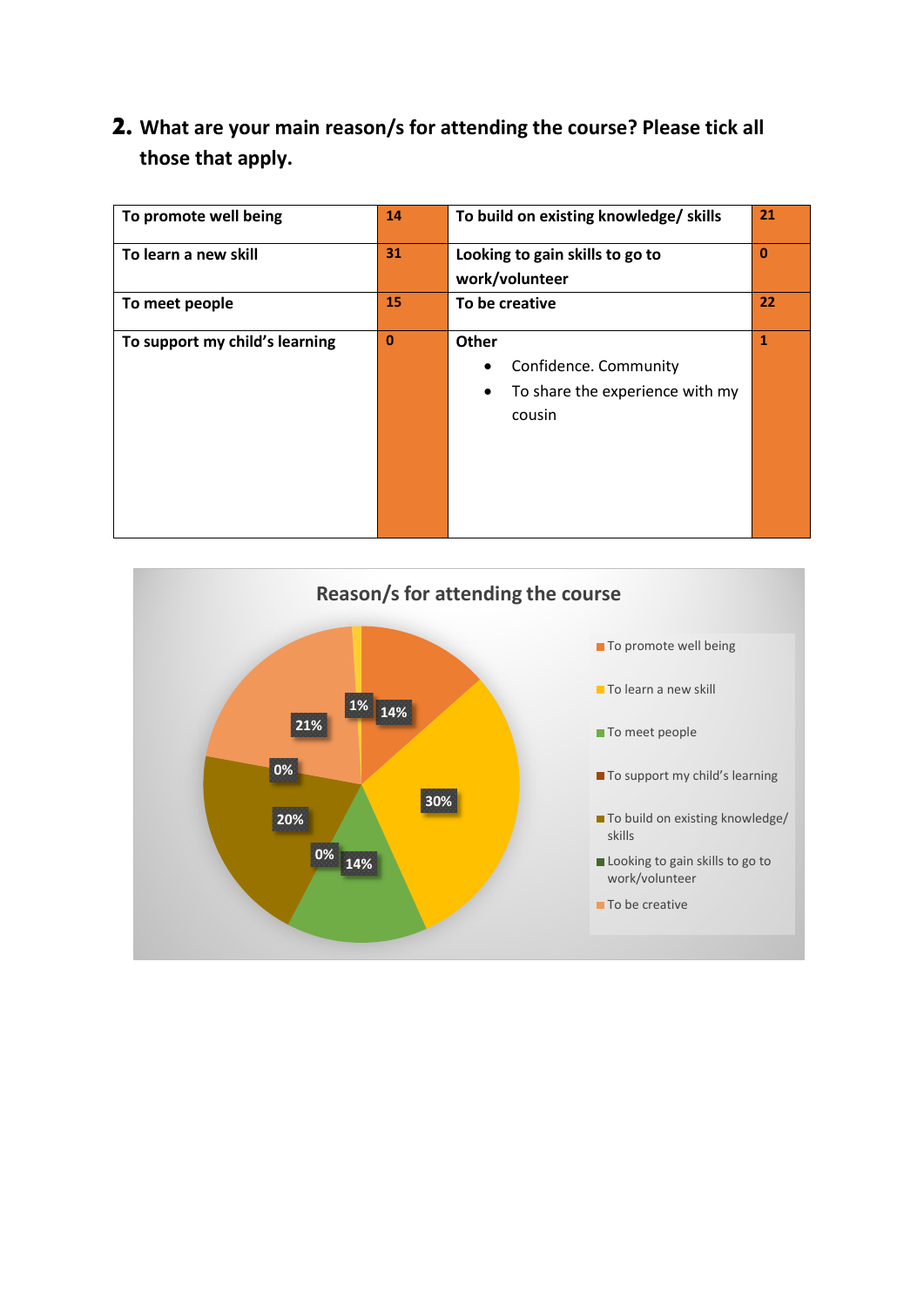## 2. What are your main reason/s for attending the course? Please tick all those that apply.

| To promote well being | 14 | To build on existing knowledge/ skills | 21 |
|---|---|---|---|
| To learn a new skill | 31 | Looking to gain skills to go to work/volunteer | 0 |
| To meet people | 15 | To be creative | 22 |
| To support my child's learning | 0 | Other<br>• Confidence. Community<br>• To share the experience with my cousin | 1 |

**Reason/s for attending the course**

| Reason | Percentage |
|---|---|
| To promote well being | 14% |
| To learn a new skill | 30% |
| To meet people | 14% |
| To support my child's learning | 0% |
| To build on existing knowledge/ skills | 20% |
| Looking to gain skills to go to work/volunteer | 0% |
| To be creative | 21% |
| (Other) | 1% |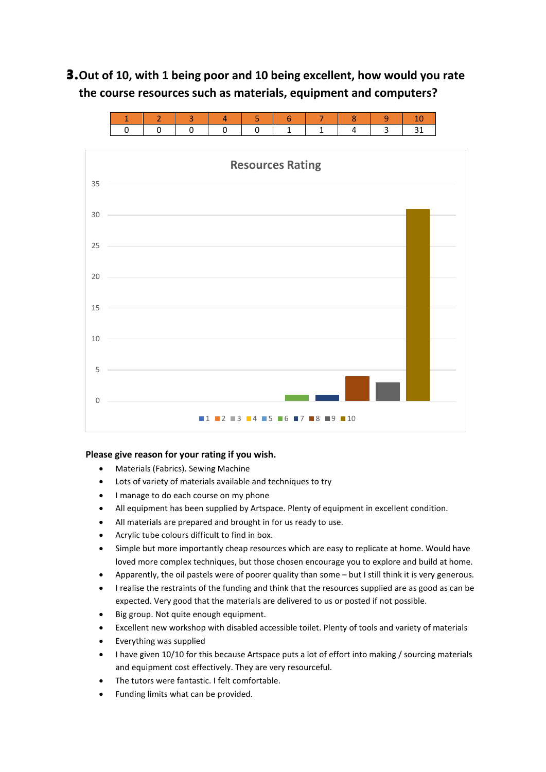## 3. Out of 10, with 1 being poor and 10 being excellent, how would you rate the course resources such as materials, equipment and computers?

| 1 | 2 | 3 | 4 | 5 | 6 | 7 | 8 | 9 | 10 |
|---|---|---|---|---|---|---|---|---|---|
| 0 | 0 | 0 | 0 | 0 | 1 | 1 | 4 | 3 | 31 |

**Please give reason for your rating if you wish.**

- Materials (Fabrics). Sewing Machine
- Lots of variety of materials available and techniques to try
- I manage to do each course on my phone
- All equipment has been supplied by Artspace. Plenty of equipment in excellent condition.
- All materials are prepared and brought in for us ready to use.
- Acrylic tube colours difficult to find in box.
- Simple but more importantly cheap resources which are easy to replicate at home. Would have loved more complex techniques, but those chosen encourage you to explore and build at home.
- Apparently, the oil pastels were of poorer quality than some – but I still think it is very generous.
- I realise the restraints of the funding and think that the resources supplied are as good as can be expected. Very good that the materials are delivered to us or posted if not possible.
- Big group. Not quite enough equipment.
- Excellent new workshop with disabled accessible toilet. Plenty of tools and variety of materials
- Everything was supplied
- I have given 10/10 for this because Artspace puts a lot of effort into making / sourcing materials and equipment cost effectively. They are very resourceful.
- The tutors were fantastic. I felt comfortable.
- Funding limits what can be provided.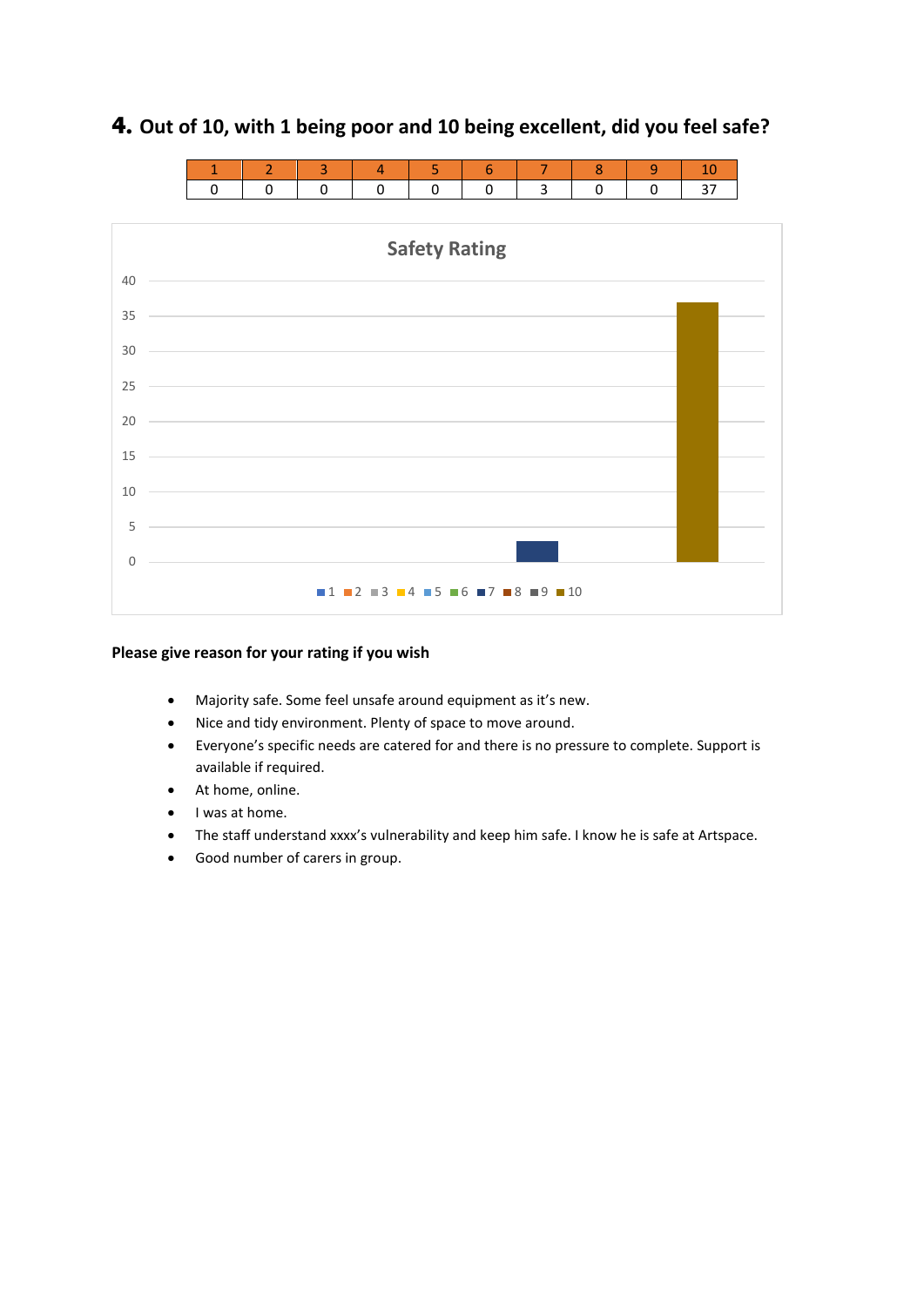## 4. Out of 10, with 1 being poor and 10 being excellent, did you feel safe?

| 1 | 2 | 3 | 4 | 5 | 6 | 7 | 8 | 9 | 10 |
|---|---|---|---|---|---|---|---|---|---|
| 0 | 0 | 0 | 0 | 0 | 0 | 3 | 0 | 0 | 37 |

**Please give reason for your rating if you wish**

- Majority safe. Some feel unsafe around equipment as it's new.
- Nice and tidy environment. Plenty of space to move around.
- Everyone's specific needs are catered for and there is no pressure to complete. Support is available if required.
- At home, online.
- I was at home.
- The staff understand xxxx's vulnerability and keep him safe. I know he is safe at Artspace.
- Good number of carers in group.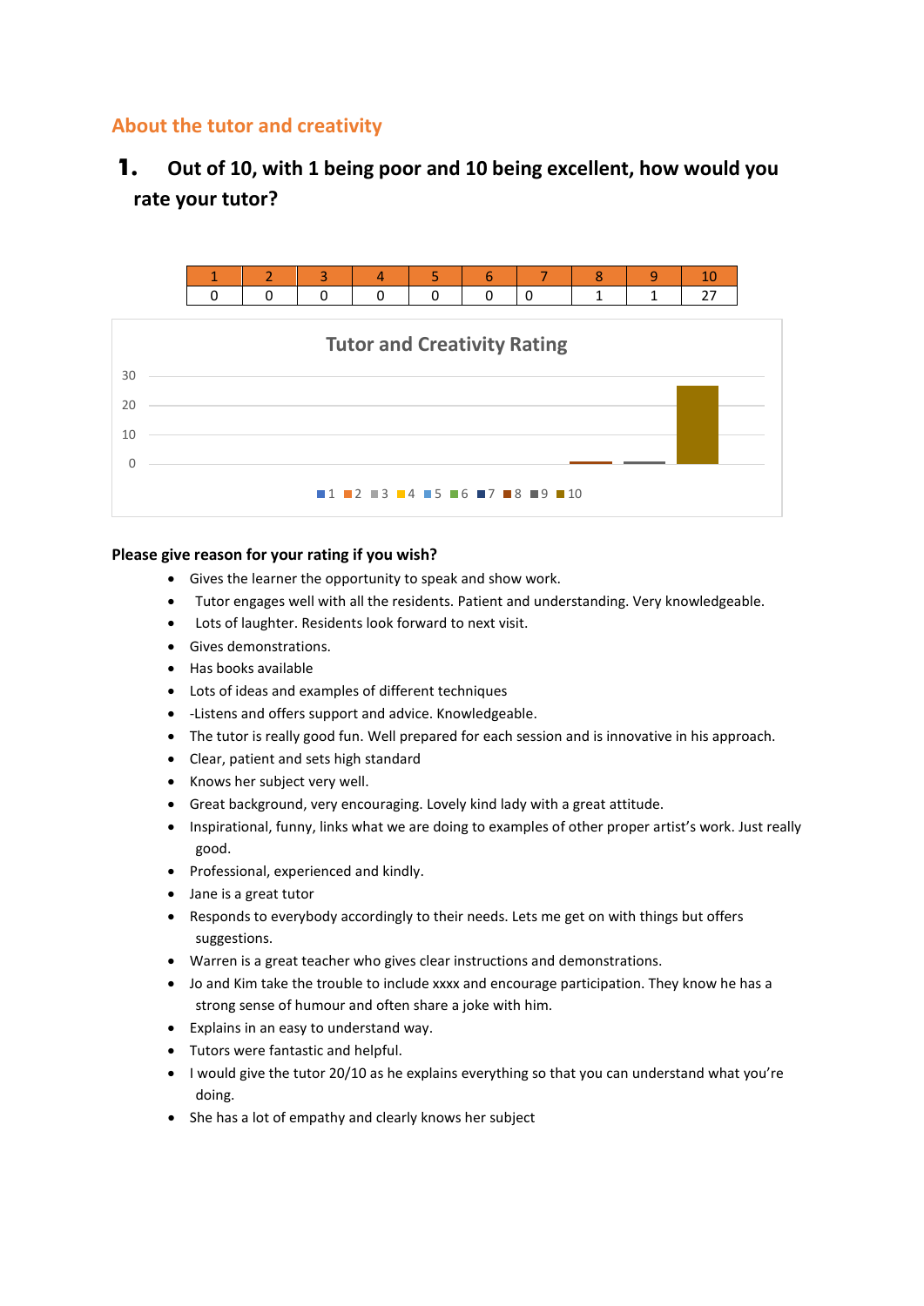## About the tutor and creativity

### 1. Out of 10, with 1 being poor and 10 being excellent, how would you rate your tutor?

| 1 | 2 | 3 | 4 | 5 | 6 | 7 | 8 | 9 | 10 |
|---|---|---|---|---|---|---|---|---|---|
| 0 | 0 | 0 | 0 | 0 | 0 | 0 | 1 | 1 | 27 |

**Please give reason for your rating if you wish?**

- Gives the learner the opportunity to speak and show work.
- Tutor engages well with all the residents. Patient and understanding. Very knowledgeable.
- Lots of laughter. Residents look forward to next visit.
- Gives demonstrations.
- Has books available
- Lots of ideas and examples of different techniques
- -Listens and offers support and advice. Knowledgeable.
- The tutor is really good fun. Well prepared for each session and is innovative in his approach.
- Clear, patient and sets high standard
- Knows her subject very well.
- Great background, very encouraging. Lovely kind lady with a great attitude.
- Inspirational, funny, links what we are doing to examples of other proper artist's work. Just really good.
- Professional, experienced and kindly.
- Jane is a great tutor
- Responds to everybody accordingly to their needs. Lets me get on with things but offers suggestions.
- Warren is a great teacher who gives clear instructions and demonstrations.
- Jo and Kim take the trouble to include xxxx and encourage participation. They know he has a strong sense of humour and often share a joke with him.
- Explains in an easy to understand way.
- Tutors were fantastic and helpful.
- I would give the tutor 20/10 as he explains everything so that you can understand what you're doing.
- She has a lot of empathy and clearly knows her subject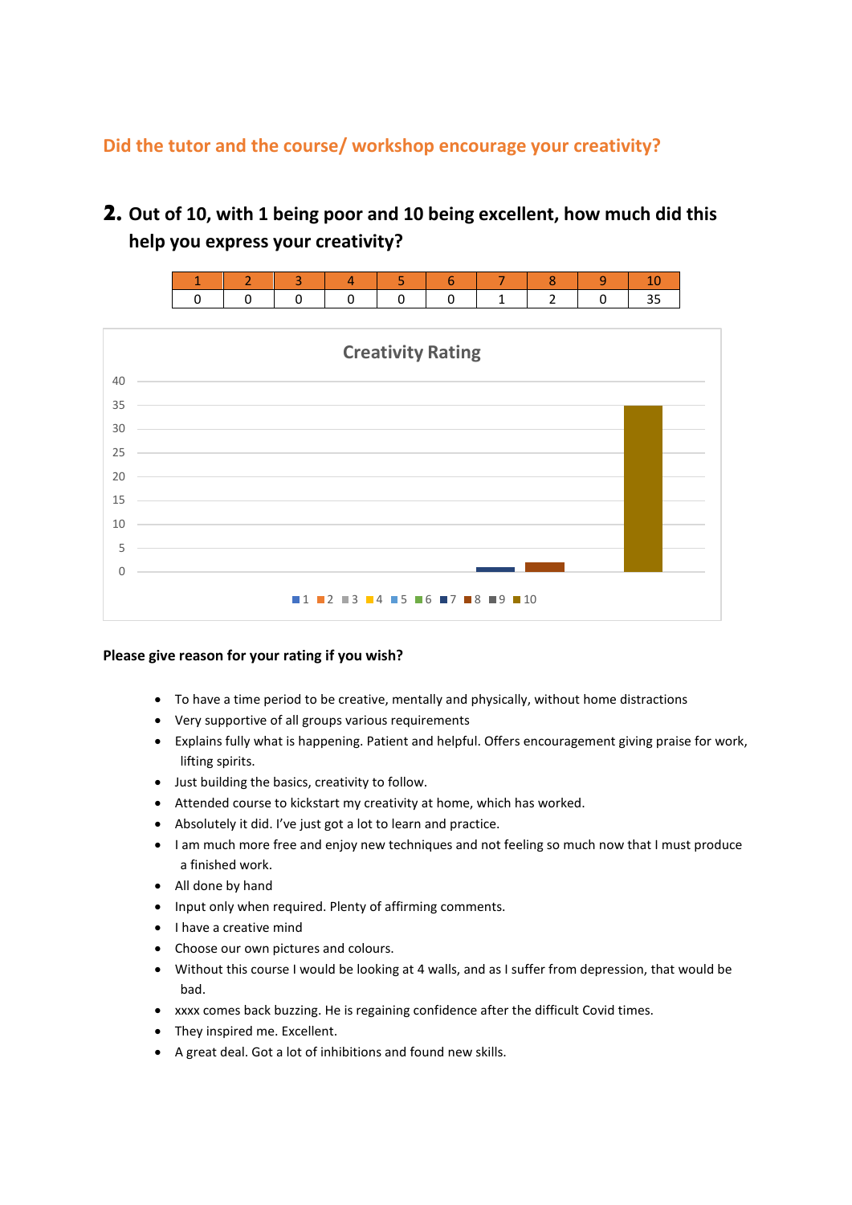## Did the tutor and the course/ workshop encourage your creativity?

**2. Out of 10, with 1 being poor and 10 being excellent, how much did this help you express your creativity?**

| 1 | 2 | 3 | 4 | 5 | 6 | 7 | 8 | 9 | 10 |
|---|---|---|---|---|---|---|---|---|---|
| 0 | 0 | 0 | 0 | 0 | 0 | 1 | 2 | 0 | 35 |

**Please give reason for your rating if you wish?**

- To have a time period to be creative, mentally and physically, without home distractions
- Very supportive of all groups various requirements
- Explains fully what is happening. Patient and helpful. Offers encouragement giving praise for work, lifting spirits.
- Just building the basics, creativity to follow.
- Attended course to kickstart my creativity at home, which has worked.
- Absolutely it did. I've just got a lot to learn and practice.
- I am much more free and enjoy new techniques and not feeling so much now that I must produce a finished work.
- All done by hand
- Input only when required. Plenty of affirming comments.
- I have a creative mind
- Choose our own pictures and colours.
- Without this course I would be looking at 4 walls, and as I suffer from depression, that would be bad.
- xxxx comes back buzzing. He is regaining confidence after the difficult Covid times.
- They inspired me. Excellent.
- A great deal. Got a lot of inhibitions and found new skills.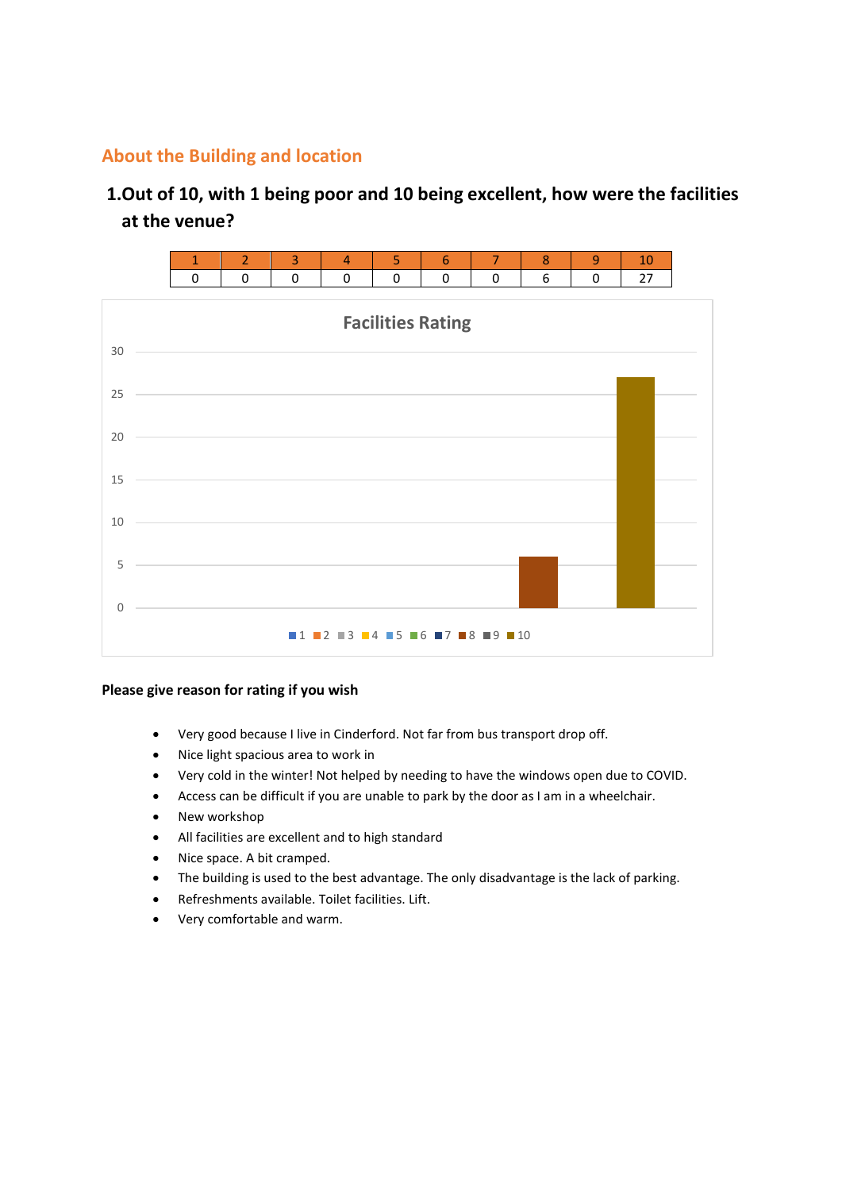## About the Building and location

### 1.Out of 10, with 1 being poor and 10 being excellent, how were the facilities at the venue?

| 1 | 2 | 3 | 4 | 5 | 6 | 7 | 8 | 9 | 10 |
|---|---|---|---|---|---|---|---|---|---|
| 0 | 0 | 0 | 0 | 0 | 0 | 0 | 6 | 0 | 27 |

**Please give reason for rating if you wish**

- Very good because I live in Cinderford. Not far from bus transport drop off.
- Nice light spacious area to work in
- Very cold in the winter! Not helped by needing to have the windows open due to COVID.
- Access can be difficult if you are unable to park by the door as I am in a wheelchair.
- New workshop
- All facilities are excellent and to high standard
- Nice space. A bit cramped.
- The building is used to the best advantage. The only disadvantage is the lack of parking.
- Refreshments available. Toilet facilities. Lift.
- Very comfortable and warm.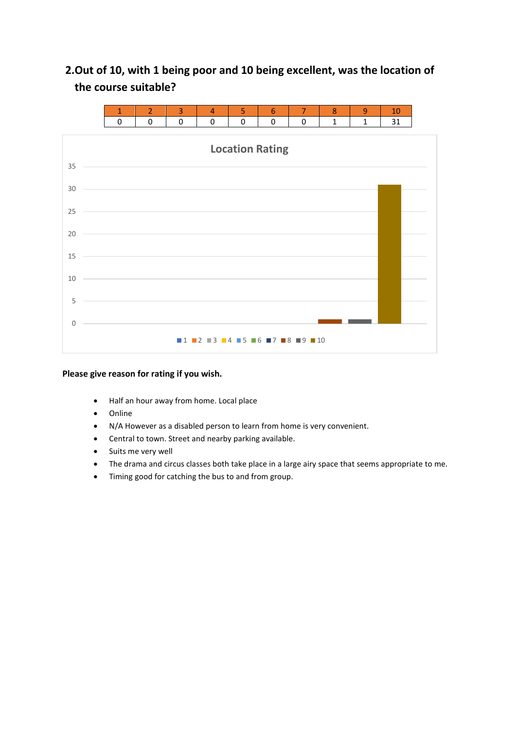## 2. Out of 10, with 1 being poor and 10 being excellent, was the location of the course suitable?

| 1 | 2 | 3 | 4 | 5 | 6 | 7 | 8 | 9 | 10 |
|---|---|---|---|---|---|---|---|---|---|
| 0 | 0 | 0 | 0 | 0 | 0 | 0 | 1 | 1 | 31 |

**Please give reason for rating if you wish.**

- Half an hour away from home. Local place
- Online
- N/A However as a disabled person to learn from home is very convenient.
- Central to town. Street and nearby parking available.
- Suits me very well
- The drama and circus classes both take place in a large airy space that seems appropriate to me.
- Timing good for catching the bus to and from group.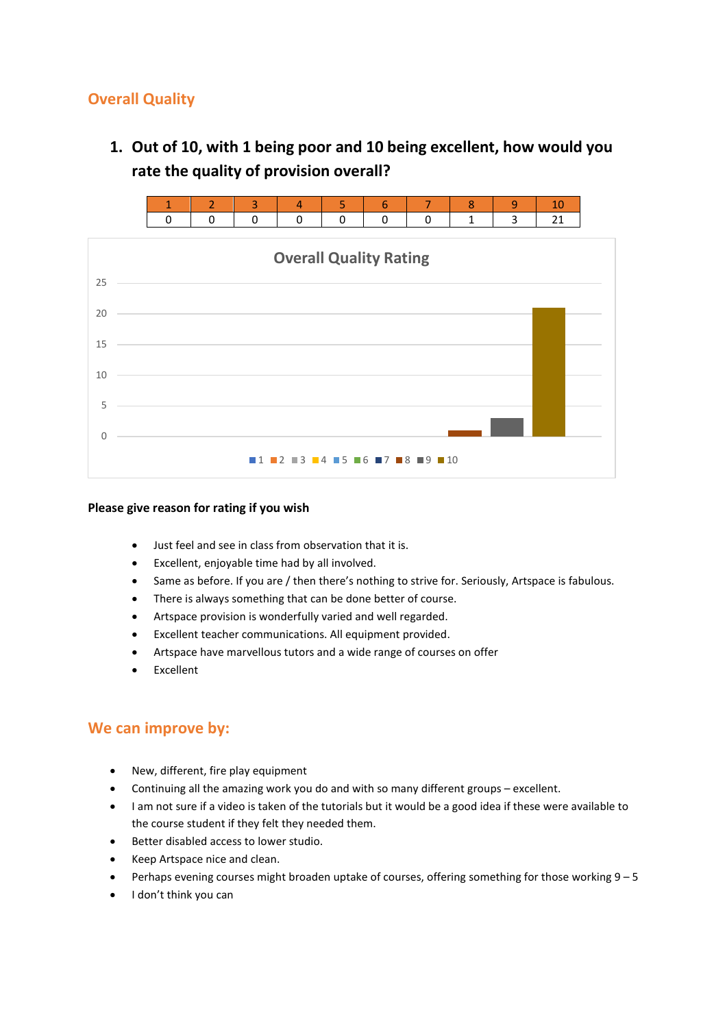## Overall Quality

1. **Out of 10, with 1 being poor and 10 being excellent, how would you rate the quality of provision overall?**

| 1 | 2 | 3 | 4 | 5 | 6 | 7 | 8 | 9 | 10 |
|---|---|---|---|---|---|---|---|---|---|
| 0 | 0 | 0 | 0 | 0 | 0 | 0 | 1 | 3 | 21 |

**Please give reason for rating if you wish**

- Just feel and see in class from observation that it is.
- Excellent, enjoyable time had by all involved.
- Same as before. If you are / then there's nothing to strive for. Seriously, Artspace is fabulous.
- There is always something that can be done better of course.
- Artspace provision is wonderfully varied and well regarded.
- Excellent teacher communications. All equipment provided.
- Artspace have marvellous tutors and a wide range of courses on offer
- Excellent

## We can improve by:

- New, different, fire play equipment
- Continuing all the amazing work you do and with so many different groups – excellent.
- I am not sure if a video is taken of the tutorials but it would be a good idea if these were available to the course student if they felt they needed them.
- Better disabled access to lower studio.
- Keep Artspace nice and clean.
- Perhaps evening courses might broaden uptake of courses, offering something for those working 9 – 5
- I don't think you can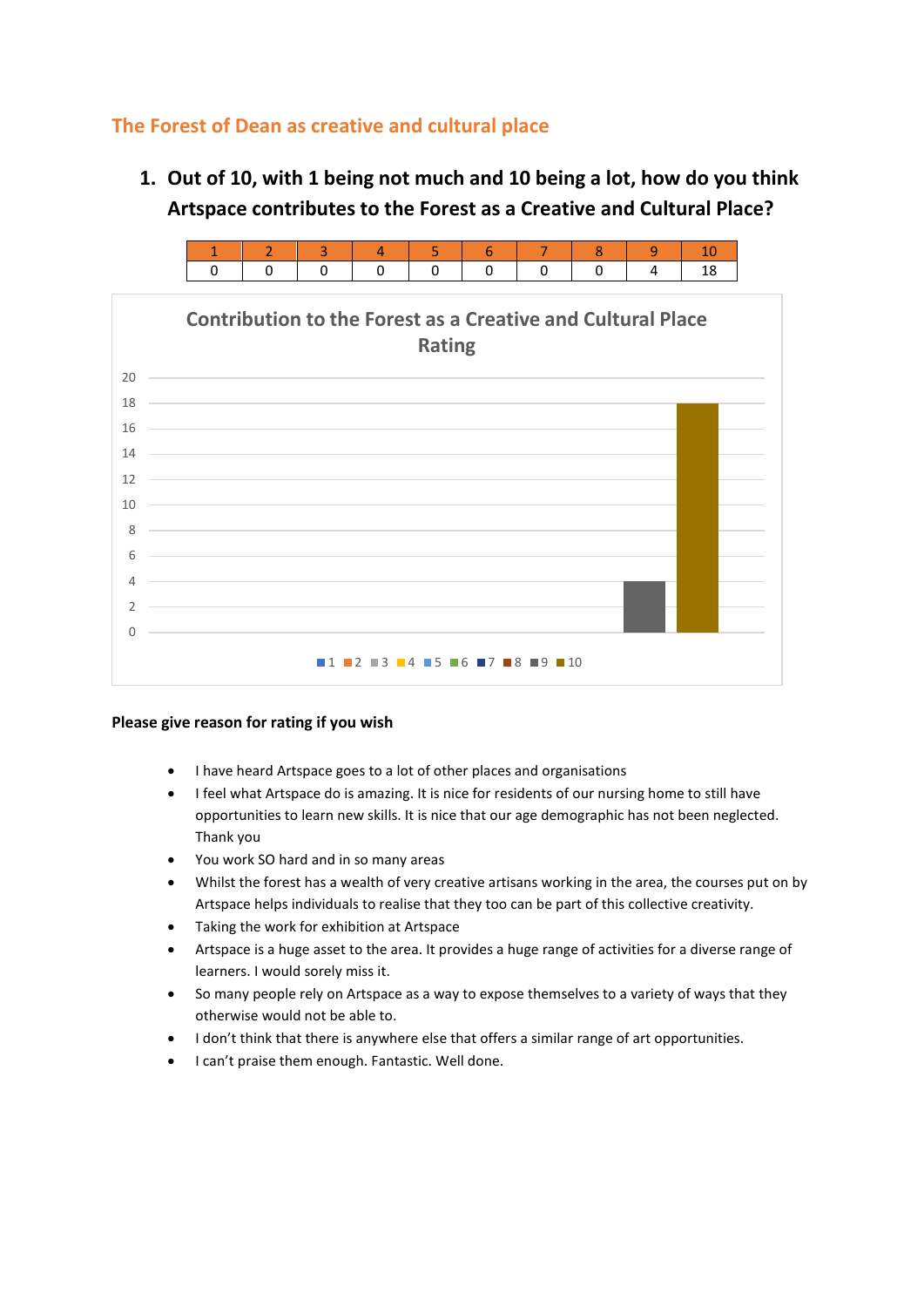## The Forest of Dean as creative and cultural place

### 1. Out of 10, with 1 being not much and 10 being a lot, how do you think Artspace contributes to the Forest as a Creative and Cultural Place?

| 1 | 2 | 3 | 4 | 5 | 6 | 7 | 8 | 9 | 10 |
|---|---|---|---|---|---|---|---|---|---|
| 0 | 0 | 0 | 0 | 0 | 0 | 0 | 0 | 4 | 18 |

**Please give reason for rating if you wish**

- I have heard Artspace goes to a lot of other places and organisations
- I feel what Artspace do is amazing. It is nice for residents of our nursing home to still have opportunities to learn new skills. It is nice that our age demographic has not been neglected. Thank you
- You work SO hard and in so many areas
- Whilst the forest has a wealth of very creative artisans working in the area, the courses put on by Artspace helps individuals to realise that they too can be part of this collective creativity.
- Taking the work for exhibition at Artspace
- Artspace is a huge asset to the area. It provides a huge range of activities for a diverse range of learners. I would sorely miss it.
- So many people rely on Artspace as a way to expose themselves to a variety of ways that they otherwise would not be able to.
- I don't think that there is anywhere else that offers a similar range of art opportunities.
- I can't praise them enough. Fantastic. Well done.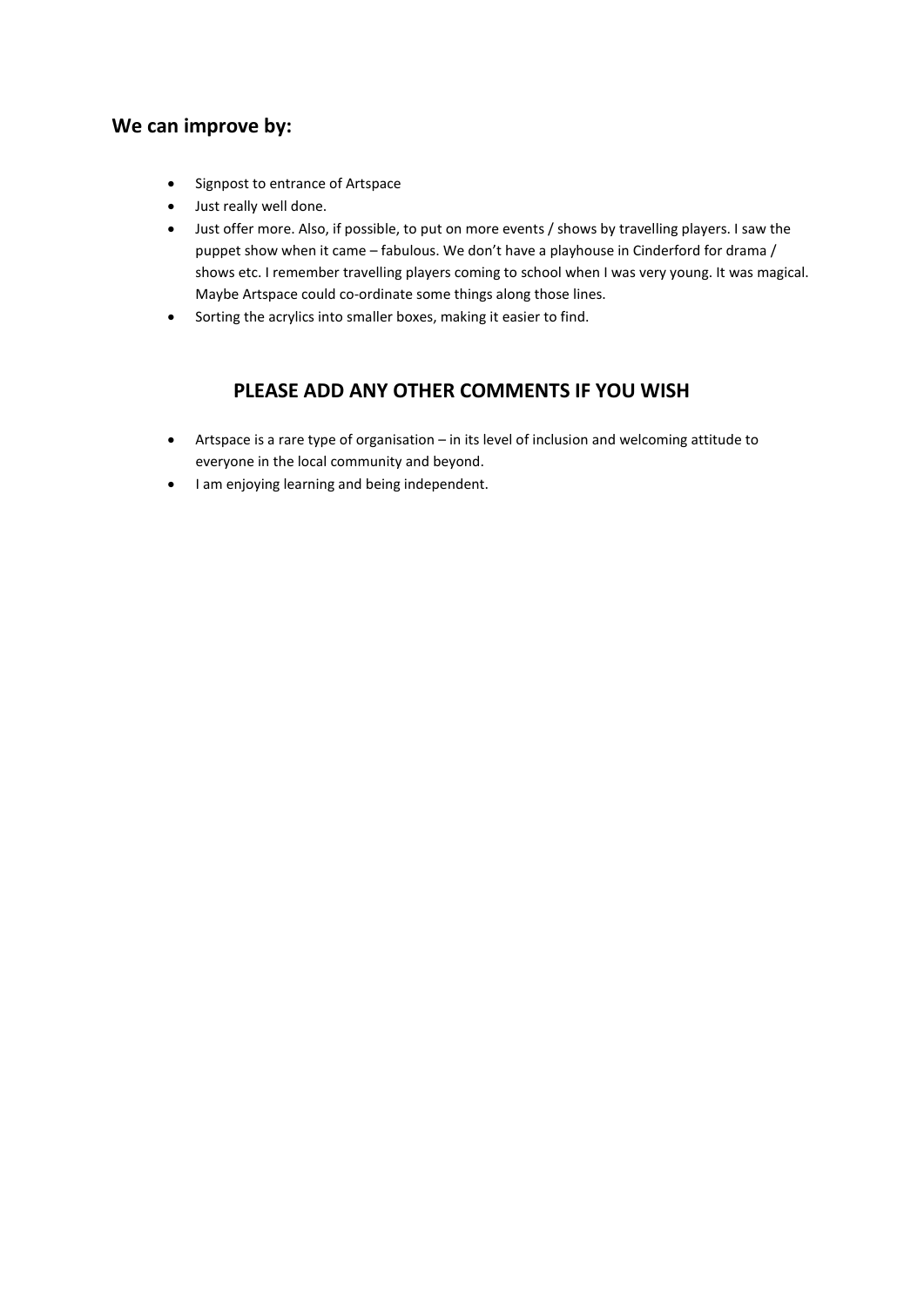## We can improve by:

- Signpost to entrance of Artspace
- Just really well done.
- Just offer more. Also, if possible, to put on more events / shows by travelling players. I saw the puppet show when it came – fabulous. We don't have a playhouse in Cinderford for drama / shows etc. I remember travelling players coming to school when I was very young. It was magical. Maybe Artspace could co-ordinate some things along those lines.
- Sorting the acrylics into smaller boxes, making it easier to find.

## PLEASE ADD ANY OTHER COMMENTS IF YOU WISH

- Artspace is a rare type of organisation – in its level of inclusion and welcoming attitude to everyone in the local community and beyond.
- I am enjoying learning and being independent.